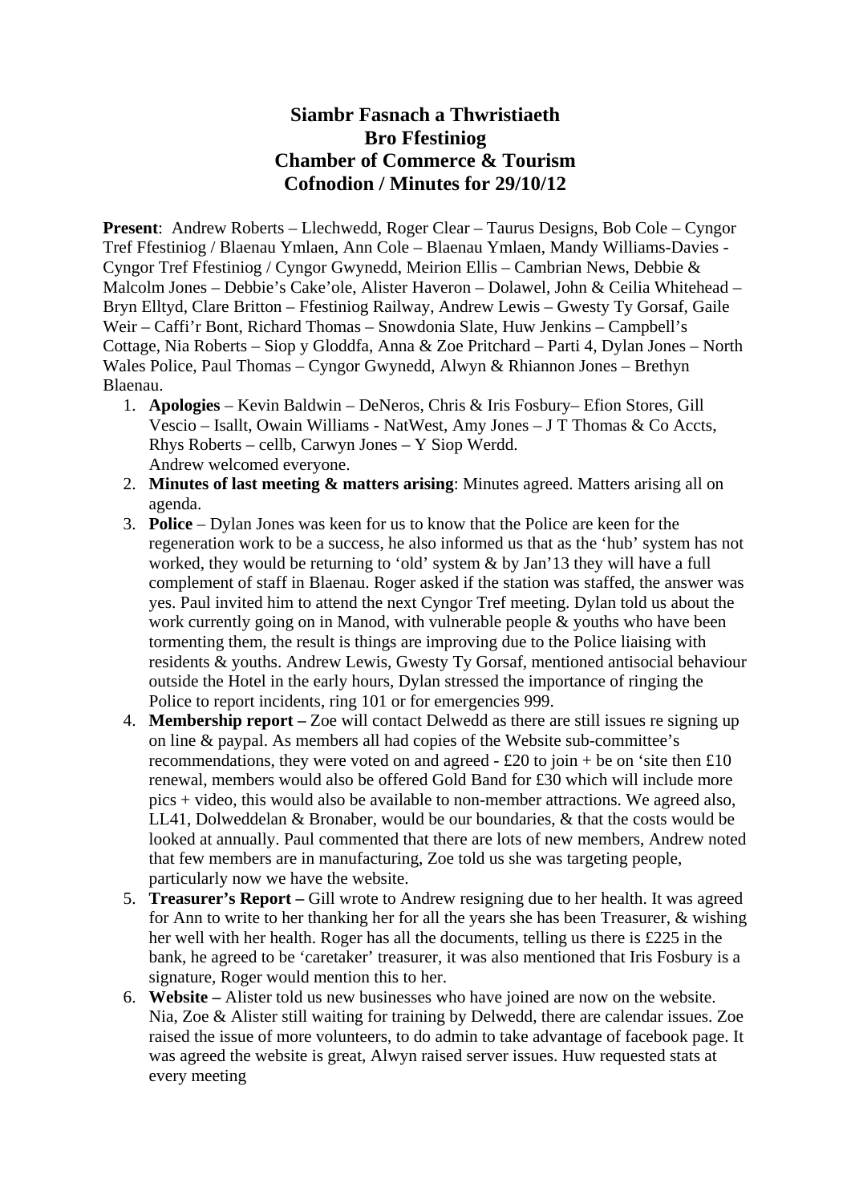# Siambr Fasnach a Thwristiaeth Bro Ffestiniog Chamber of Commerce & Tourism Cofnodion / Minutes for 29/10/12

**Present**: Andrew Roberts – Llechwedd, Roger Clear – Taurus Designs, Bob Cole – Cyngor Tref Ffestiniog / Blaenau Ymlaen, Ann Cole – Blaenau Ymlaen, Mandy Williams-Davies - Cyngor Tref Ffestiniog / Cyngor Gwynedd, Meirion Ellis – Cambrian News, Debbie & Malcolm Jones – Debbie's Cake'ole, Alister Haveron – Dolawel, John & Ceilia Whitehead – Bryn Elltyd, Clare Britton – Ffestiniog Railway, Andrew Lewis – Gwesty Ty Gorsaf, Gaile Weir – Caffi'r Bont, Richard Thomas – Snowdonia Slate, Huw Jenkins – Campbell's Cottage, Nia Roberts – Siop y Gloddfa, Anna & Zoe Pritchard – Parti 4, Dylan Jones – North Wales Police, Paul Thomas – Cyngor Gwynedd, Alwyn & Rhiannon Jones – Brethyn Blaenau.

1. **Apologies** – Kevin Baldwin – DeNeros, Chris & Iris Fosbury– Efion Stores, Gill Vescio – Isallt, Owain Williams - NatWest, Amy Jones – J T Thomas & Co Accts, Rhys Roberts – cellb, Carwyn Jones – Y Siop Werdd.
   Andrew welcomed everyone.
2. **Minutes of last meeting & matters arising**: Minutes agreed. Matters arising all on agenda.
3. **Police** – Dylan Jones was keen for us to know that the Police are keen for the regeneration work to be a success, he also informed us that as the 'hub' system has not worked, they would be returning to 'old' system & by Jan'13 they will have a full complement of staff in Blaenau. Roger asked if the station was staffed, the answer was yes. Paul invited him to attend the next Cyngor Tref meeting. Dylan told us about the work currently going on in Manod, with vulnerable people & youths who have been tormenting them, the result is things are improving due to the Police liaising with residents & youths. Andrew Lewis, Gwesty Ty Gorsaf, mentioned antisocial behaviour outside the Hotel in the early hours, Dylan stressed the importance of ringing the Police to report incidents, ring 101 or for emergencies 999.
4. **Membership report –** Zoe will contact Delwedd as there are still issues re signing up on line & paypal. As members all had copies of the Website sub-committee's recommendations, they were voted on and agreed - £20 to join + be on 'site then £10 renewal, members would also be offered Gold Band for £30 which will include more pics + video, this would also be available to non-member attractions. We agreed also, LL41, Dolweddelan & Bronaber, would be our boundaries, & that the costs would be looked at annually. Paul commented that there are lots of new members, Andrew noted that few members are in manufacturing, Zoe told us she was targeting people, particularly now we have the website.
5. **Treasurer's Report –** Gill wrote to Andrew resigning due to her health. It was agreed for Ann to write to her thanking her for all the years she has been Treasurer, & wishing her well with her health. Roger has all the documents, telling us there is £225 in the bank, he agreed to be 'caretaker' treasurer, it was also mentioned that Iris Fosbury is a signature, Roger would mention this to her.
6. **Website –** Alister told us new businesses who have joined are now on the website. Nia, Zoe & Alister still waiting for training by Delwedd, there are calendar issues. Zoe raised the issue of more volunteers, to do admin to take advantage of facebook page. It was agreed the website is great, Alwyn raised server issues. Huw requested stats at every meeting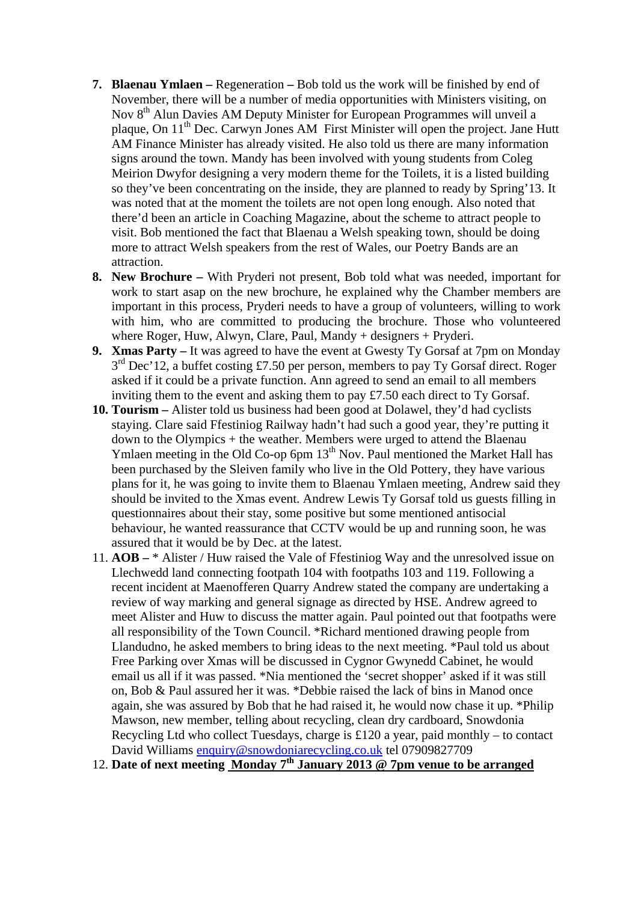7. **Blaenau Ymlaen –** Regeneration **–** Bob told us the work will be finished by end of November, there will be a number of media opportunities with Ministers visiting, on Nov 8th Alun Davies AM Deputy Minister for European Programmes will unveil a plaque, On 11th Dec. Carwyn Jones AM First Minister will open the project. Jane Hutt AM Finance Minister has already visited. He also told us there are many information signs around the town. Mandy has been involved with young students from Coleg Meirion Dwyfor designing a very modern theme for the Toilets, it is a listed building so they've been concentrating on the inside, they are planned to ready by Spring'13. It was noted that at the moment the toilets are not open long enough. Also noted that there'd been an article in Coaching Magazine, about the scheme to attract people to visit. Bob mentioned the fact that Blaenau a Welsh speaking town, should be doing more to attract Welsh speakers from the rest of Wales, our Poetry Bands are an attraction.
8. **New Brochure –** With Pryderi not present, Bob told what was needed, important for work to start asap on the new brochure, he explained why the Chamber members are important in this process, Pryderi needs to have a group of volunteers, willing to work with him, who are committed to producing the brochure. Those who volunteered where Roger, Huw, Alwyn, Clare, Paul, Mandy + designers + Pryderi.
9. **Xmas Party –** It was agreed to have the event at Gwesty Ty Gorsaf at 7pm on Monday 3rd Dec'12, a buffet costing £7.50 per person, members to pay Ty Gorsaf direct. Roger asked if it could be a private function. Ann agreed to send an email to all members inviting them to the event and asking them to pay £7.50 each direct to Ty Gorsaf.
10. **Tourism –** Alister told us business had been good at Dolawel, they'd had cyclists staying. Clare said Ffestiniog Railway hadn't had such a good year, they're putting it down to the Olympics + the weather. Members were urged to attend the Blaenau Ymlaen meeting in the Old Co-op 6pm 13th Nov. Paul mentioned the Market Hall has been purchased by the Sleiven family who live in the Old Pottery, they have various plans for it, he was going to invite them to Blaenau Ymlaen meeting, Andrew said they should be invited to the Xmas event. Andrew Lewis Ty Gorsaf told us guests filling in questionnaires about their stay, some positive but some mentioned antisocial behaviour, he wanted reassurance that CCTV would be up and running soon, he was assured that it would be by Dec. at the latest.
11. **AOB –** * Alister / Huw raised the Vale of Ffestiniog Way and the unresolved issue on Llechwedd land connecting footpath 104 with footpaths 103 and 119. Following a recent incident at Maenofferen Quarry Andrew stated the company are undertaking a review of way marking and general signage as directed by HSE. Andrew agreed to meet Alister and Huw to discuss the matter again. Paul pointed out that footpaths were all responsibility of the Town Council. *Richard mentioned drawing people from Llandudno, he asked members to bring ideas to the next meeting. *Paul told us about Free Parking over Xmas will be discussed in Cygnor Gwynedd Cabinet, he would email us all if it was passed. *Nia mentioned the 'secret shopper' asked if it was still on, Bob & Paul assured her it was. *Debbie raised the lack of bins in Manod once again, she was assured by Bob that he had raised it, he would now chase it up. *Philip Mawson, new member, telling about recycling, clean dry cardboard, Snowdonia Recycling Ltd who collect Tuesdays, charge is £120 a year, paid monthly – to contact David Williams enquiry@snowdoniarecycling.co.uk tel 07909827709
12. **Date of next meeting <u>Monday 7th January 2013 @ 7pm venue to be arranged</u>**